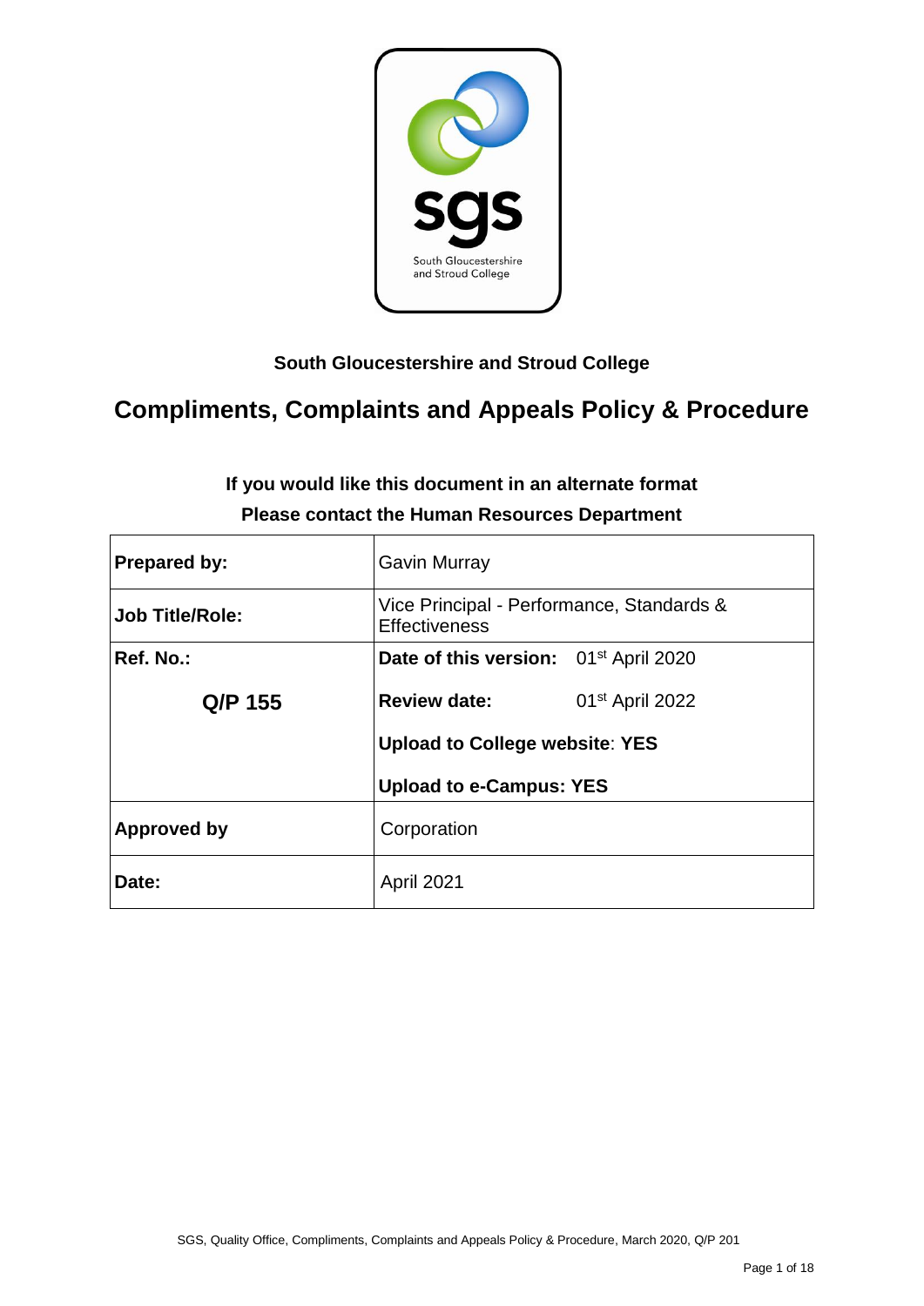**South Gloucestershire and Stroud College**

# Compliments, Complaints and Appeals Policy & Procedure

**If you would like this document in an alternate format**
**Please contact the Human Resources Department**

| | |
|---|---|
| **Prepared by:** | Gavin Murray |
| **Job Title/Role:** | Vice Principal - Performance, Standards & Effectiveness |
| **Ref. No.:** **Q/P 155** | **Date of this version:** 01st April 2020 **Review date:** 01st April 2022 **Upload to College website**: **YES** **Upload to e-Campus: YES** |
| **Approved by** | Corporation |
| **Date:** | April 2021 |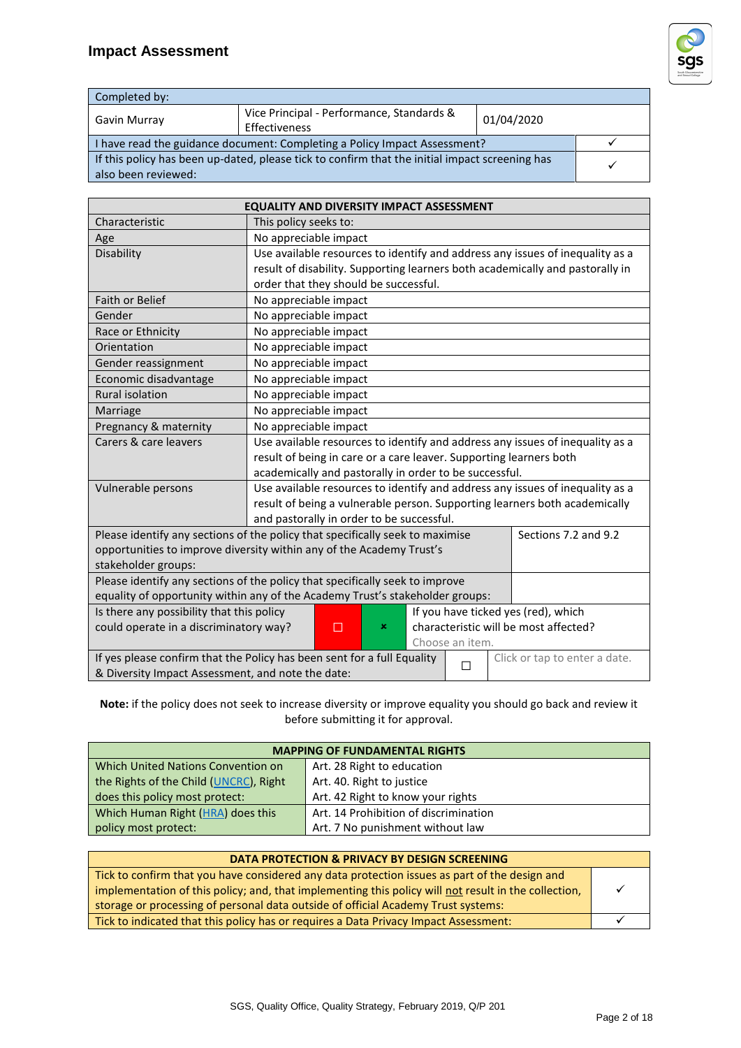## Impact Assessment

| Completed by: | | | |
|---|---|---|---|
| Gavin Murray | Vice Principal - Performance, Standards & Effectiveness | 01/04/2020 | |
| I have read the guidance document: Completing a Policy Impact Assessment? | | | ✓ |
| If this policy has been up-dated, please tick to confirm that the initial impact screening has also been reviewed: | | | ✓ |

| EQUALITY AND DIVERSITY IMPACT ASSESSMENT | | | |
|---|---|---|---|
| Characteristic | This policy seeks to: | | |
| Age | No appreciable impact | | |
| Disability | Use available resources to identify and address any issues of inequality as a result of disability. Supporting learners both academically and pastorally in order that they should be successful. | | |
| Faith or Belief | No appreciable impact | | |
| Gender | No appreciable impact | | |
| Race or Ethnicity | No appreciable impact | | |
| Orientation | No appreciable impact | | |
| Gender reassignment | No appreciable impact | | |
| Economic disadvantage | No appreciable impact | | |
| Rural isolation | No appreciable impact | | |
| Marriage | No appreciable impact | | |
| Pregnancy & maternity | No appreciable impact | | |
| Carers & care leavers | Use available resources to identify and address any issues of inequality as a result of being in care or a care leaver. Supporting learners both academically and pastorally in order to be successful. | | |
| Vulnerable persons | Use available resources to identify and address any issues of inequality as a result of being a vulnerable person. Supporting learners both academically and pastorally in order to be successful. | | |
| Please identify any sections of the policy that specifically seek to maximise opportunities to improve diversity within any of the Academy Trust's stakeholder groups: | | | Sections 7.2 and 9.2 |
| Please identify any sections of the policy that specifically seek to improve equality of opportunity within any of the Academy Trust's stakeholder groups: | | | |
| Is there any possibility that this policy could operate in a discriminatory way? | ☐ | ✗ | If you have ticked yes (red), which characteristic will be most affected? Choose an item. |
| If yes please confirm that the Policy has been sent for a full Equality & Diversity Impact Assessment, and note the date: | ☐ | | Click or tap to enter a date. |

**Note:** if the policy does not seek to increase diversity or improve equality you should go back and review it before submitting it for approval.

| MAPPING OF FUNDAMENTAL RIGHTS | |
|---|---|
| Which United Nations Convention on the Rights of the Child (UNCRC), Right does this policy most protect: | Art. 28 Right to education<br>Art. 40. Right to justice<br>Art. 42 Right to know your rights |
| Which Human Right (HRA) does this policy most protect: | Art. 14 Prohibition of discrimination<br>Art. 7 No punishment without law |

| DATA PROTECTION & PRIVACY BY DESIGN SCREENING | |
|---|---|
| Tick to confirm that you have considered any data protection issues as part of the design and implementation of this policy; and, that implementing this policy will not result in the collection, storage or processing of personal data outside of official Academy Trust systems: | ✓ |
| Tick to indicated that this policy has or requires a Data Privacy Impact Assessment: | ✓ |

SGS, Quality Office, Quality Strategy, February 2019, Q/P 201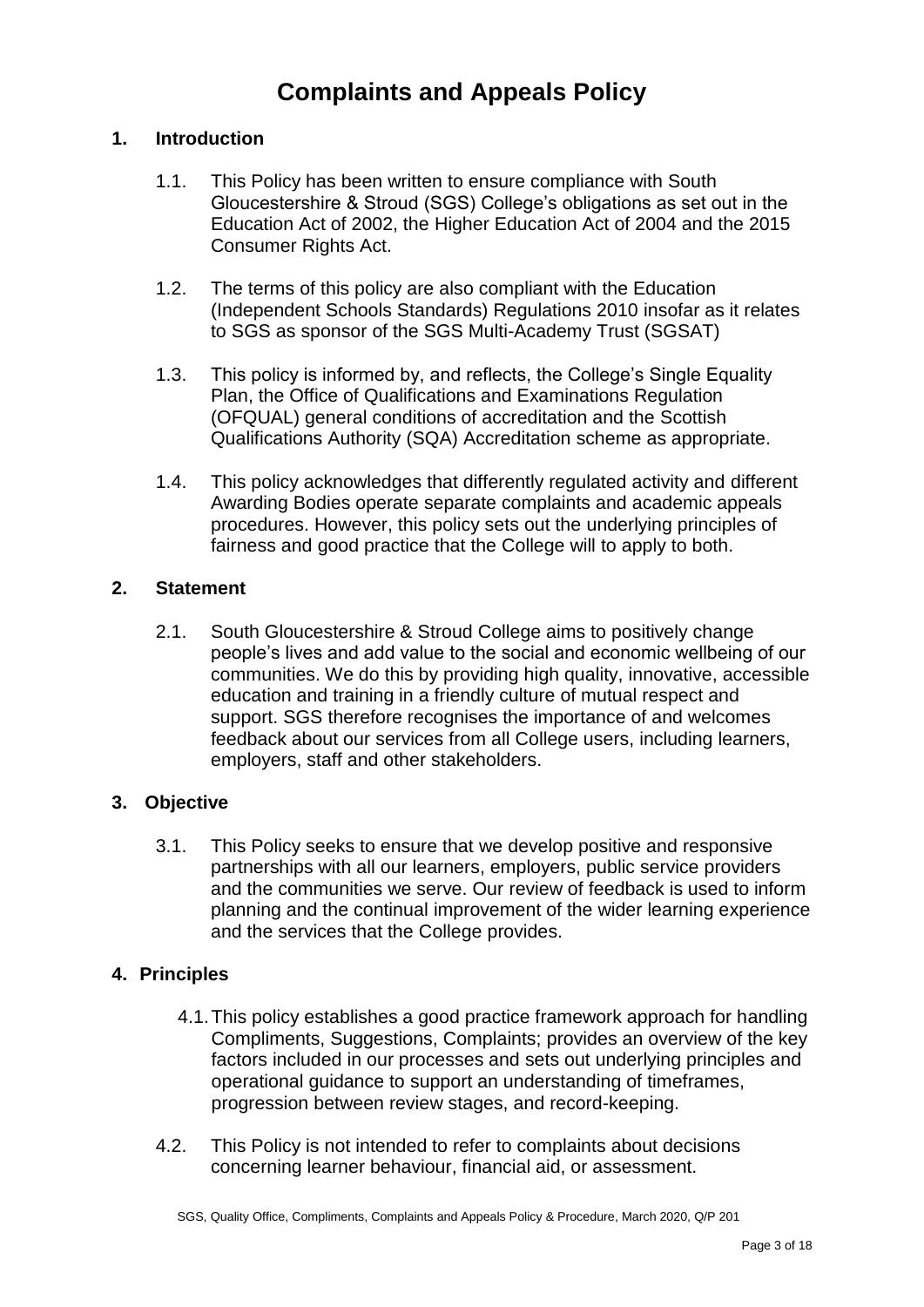# Complaints and Appeals Policy

## 1. Introduction

1.1. This Policy has been written to ensure compliance with South Gloucestershire & Stroud (SGS) College's obligations as set out in the Education Act of 2002, the Higher Education Act of 2004 and the 2015 Consumer Rights Act.

1.2. The terms of this policy are also compliant with the Education (Independent Schools Standards) Regulations 2010 insofar as it relates to SGS as sponsor of the SGS Multi-Academy Trust (SGSAT)

1.3. This policy is informed by, and reflects, the College's Single Equality Plan, the Office of Qualifications and Examinations Regulation (OFQUAL) general conditions of accreditation and the Scottish Qualifications Authority (SQA) Accreditation scheme as appropriate.

1.4. This policy acknowledges that differently regulated activity and different Awarding Bodies operate separate complaints and academic appeals procedures. However, this policy sets out the underlying principles of fairness and good practice that the College will to apply to both.

## 2. Statement

2.1. South Gloucestershire & Stroud College aims to positively change people's lives and add value to the social and economic wellbeing of our communities. We do this by providing high quality, innovative, accessible education and training in a friendly culture of mutual respect and support. SGS therefore recognises the importance of and welcomes feedback about our services from all College users, including learners, employers, staff and other stakeholders.

## 3. Objective

3.1. This Policy seeks to ensure that we develop positive and responsive partnerships with all our learners, employers, public service providers and the communities we serve. Our review of feedback is used to inform planning and the continual improvement of the wider learning experience and the services that the College provides.

## 4. Principles

4.1. This policy establishes a good practice framework approach for handling Compliments, Suggestions, Complaints; provides an overview of the key factors included in our processes and sets out underlying principles and operational guidance to support an understanding of timeframes, progression between review stages, and record-keeping.

4.2. This Policy is not intended to refer to complaints about decisions concerning learner behaviour, financial aid, or assessment.

SGS, Quality Office, Compliments, Complaints and Appeals Policy & Procedure, March 2020, Q/P 201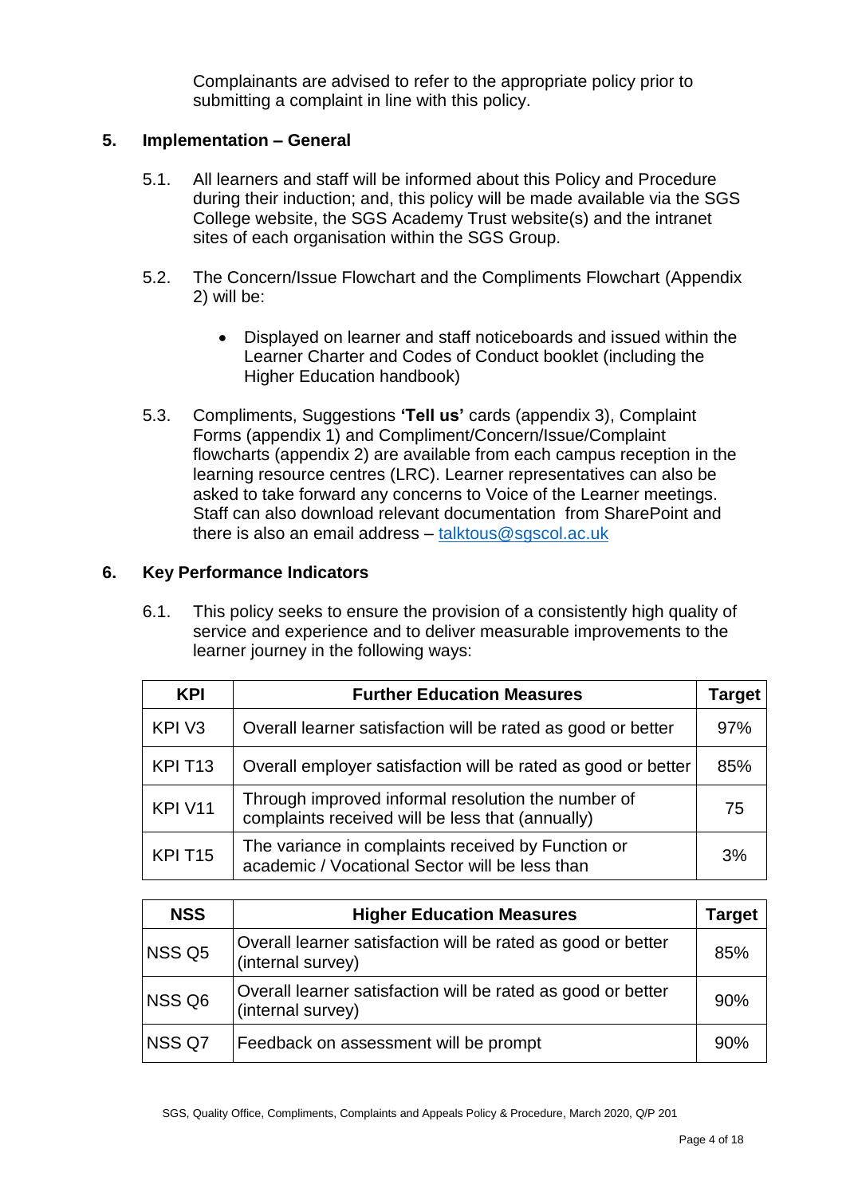Complainants are advised to refer to the appropriate policy prior to submitting a complaint in line with this policy.

## 5. Implementation – General

5.1. All learners and staff will be informed about this Policy and Procedure during their induction; and, this policy will be made available via the SGS College website, the SGS Academy Trust website(s) and the intranet sites of each organisation within the SGS Group.

5.2. The Concern/Issue Flowchart and the Compliments Flowchart (Appendix 2) will be:

- Displayed on learner and staff noticeboards and issued within the Learner Charter and Codes of Conduct booklet (including the Higher Education handbook)

5.3. Compliments, Suggestions **'Tell us'** cards (appendix 3), Complaint Forms (appendix 1) and Compliment/Concern/Issue/Complaint flowcharts (appendix 2) are available from each campus reception in the learning resource centres (LRC). Learner representatives can also be asked to take forward any concerns to Voice of the Learner meetings. Staff can also download relevant documentation from SharePoint and there is also an email address – talktous@sgscol.ac.uk

## 6. Key Performance Indicators

6.1. This policy seeks to ensure the provision of a consistently high quality of service and experience and to deliver measurable improvements to the learner journey in the following ways:

| KPI | Further Education Measures | Target |
|---|---|---|
| KPI V3 | Overall learner satisfaction will be rated as good or better | 97% |
| KPI T13 | Overall employer satisfaction will be rated as good or better | 85% |
| KPI V11 | Through improved informal resolution the number of complaints received will be less that (annually) | 75 |
| KPI T15 | The variance in complaints received by Function or academic / Vocational Sector will be less than | 3% |

| NSS | Higher Education Measures | Target |
|---|---|---|
| NSS Q5 | Overall learner satisfaction will be rated as good or better (internal survey) | 85% |
| NSS Q6 | Overall learner satisfaction will be rated as good or better (internal survey) | 90% |
| NSS Q7 | Feedback on assessment will be prompt | 90% |

SGS, Quality Office, Compliments, Complaints and Appeals Policy & Procedure, March 2020, Q/P 201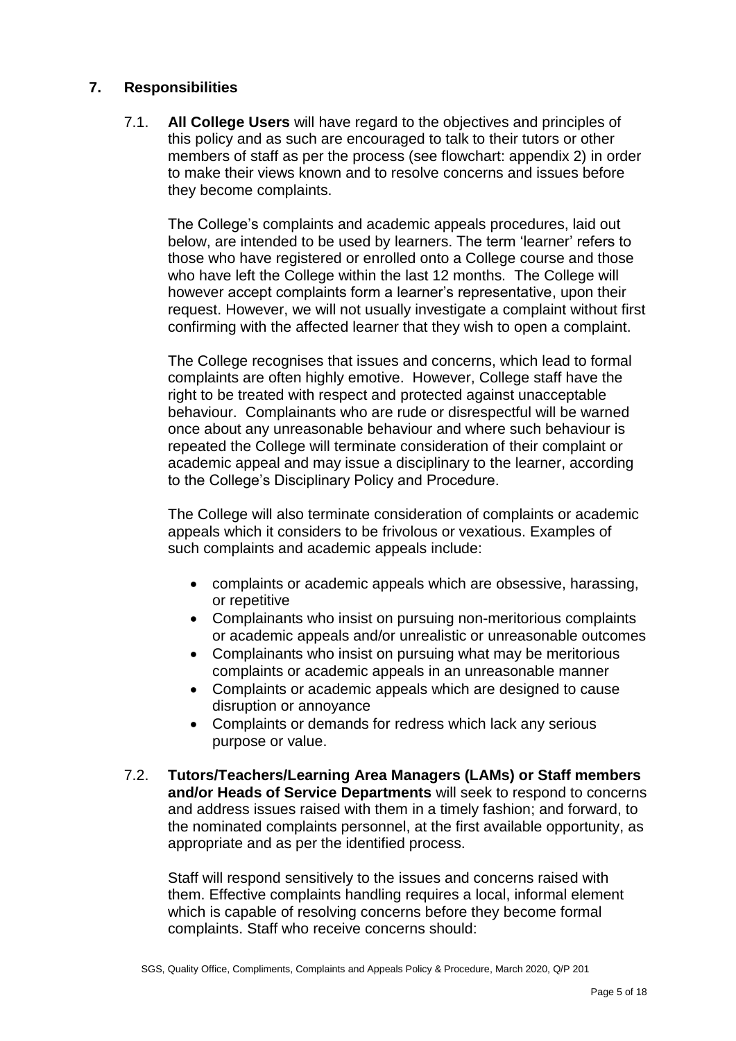## 7. Responsibilities

7.1. **All College Users** will have regard to the objectives and principles of this policy and as such are encouraged to talk to their tutors or other members of staff as per the process (see flowchart: appendix 2) in order to make their views known and to resolve concerns and issues before they become complaints.

The College's complaints and academic appeals procedures, laid out below, are intended to be used by learners. The term 'learner' refers to those who have registered or enrolled onto a College course and those who have left the College within the last 12 months. The College will however accept complaints form a learner's representative, upon their request. However, we will not usually investigate a complaint without first confirming with the affected learner that they wish to open a complaint.

The College recognises that issues and concerns, which lead to formal complaints are often highly emotive. However, College staff have the right to be treated with respect and protected against unacceptable behaviour. Complainants who are rude or disrespectful will be warned once about any unreasonable behaviour and where such behaviour is repeated the College will terminate consideration of their complaint or academic appeal and may issue a disciplinary to the learner, according to the College's Disciplinary Policy and Procedure.

The College will also terminate consideration of complaints or academic appeals which it considers to be frivolous or vexatious. Examples of such complaints and academic appeals include:

- complaints or academic appeals which are obsessive, harassing, or repetitive
- Complainants who insist on pursuing non-meritorious complaints or academic appeals and/or unrealistic or unreasonable outcomes
- Complainants who insist on pursuing what may be meritorious complaints or academic appeals in an unreasonable manner
- Complaints or academic appeals which are designed to cause disruption or annoyance
- Complaints or demands for redress which lack any serious purpose or value.

7.2. **Tutors/Teachers/Learning Area Managers (LAMs) or Staff members and/or Heads of Service Departments** will seek to respond to concerns and address issues raised with them in a timely fashion; and forward, to the nominated complaints personnel, at the first available opportunity, as appropriate and as per the identified process.

Staff will respond sensitively to the issues and concerns raised with them. Effective complaints handling requires a local, informal element which is capable of resolving concerns before they become formal complaints. Staff who receive concerns should: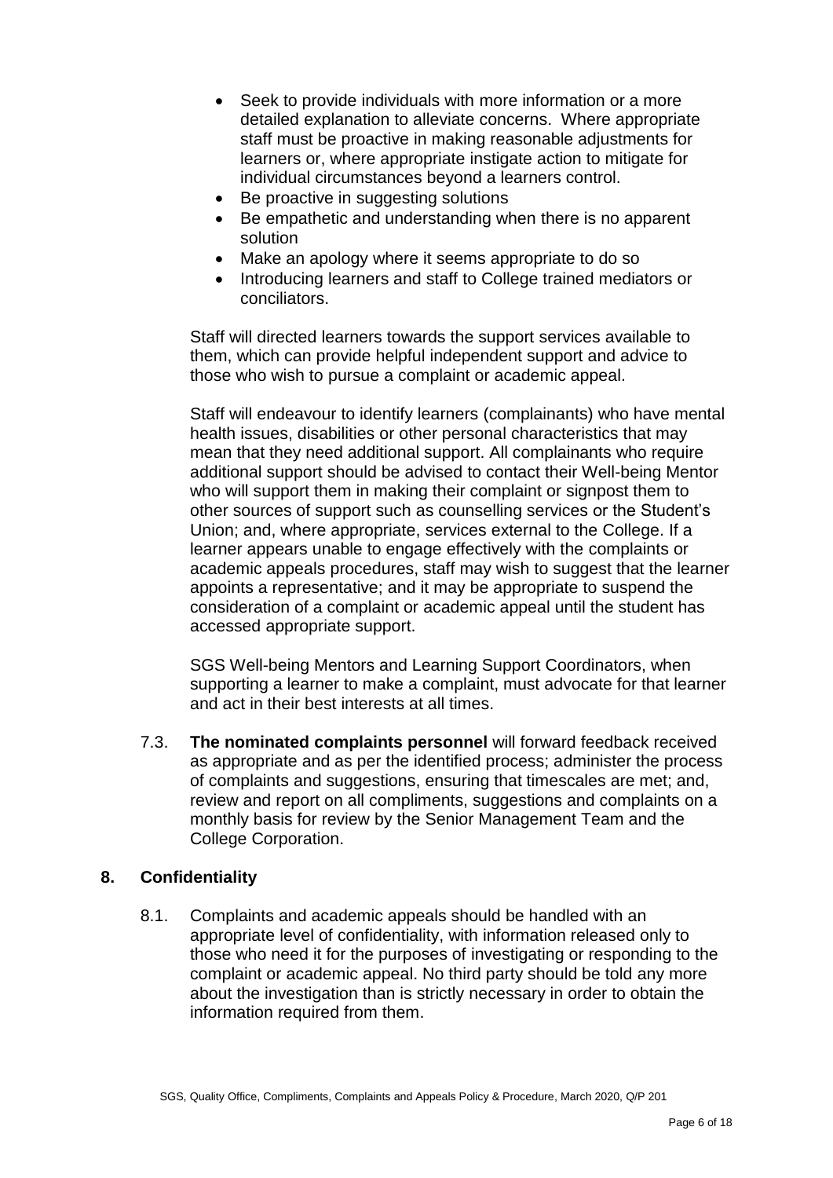- Seek to provide individuals with more information or a more detailed explanation to alleviate concerns. Where appropriate staff must be proactive in making reasonable adjustments for learners or, where appropriate instigate action to mitigate for individual circumstances beyond a learners control.
- Be proactive in suggesting solutions
- Be empathetic and understanding when there is no apparent solution
- Make an apology where it seems appropriate to do so
- Introducing learners and staff to College trained mediators or conciliators.

Staff will directed learners towards the support services available to them, which can provide helpful independent support and advice to those who wish to pursue a complaint or academic appeal.

Staff will endeavour to identify learners (complainants) who have mental health issues, disabilities or other personal characteristics that may mean that they need additional support. All complainants who require additional support should be advised to contact their Well-being Mentor who will support them in making their complaint or signpost them to other sources of support such as counselling services or the Student's Union; and, where appropriate, services external to the College. If a learner appears unable to engage effectively with the complaints or academic appeals procedures, staff may wish to suggest that the learner appoints a representative; and it may be appropriate to suspend the consideration of a complaint or academic appeal until the student has accessed appropriate support.

SGS Well-being Mentors and Learning Support Coordinators, when supporting a learner to make a complaint, must advocate for that learner and act in their best interests at all times.

7.3. **The nominated complaints personnel** will forward feedback received as appropriate and as per the identified process; administer the process of complaints and suggestions, ensuring that timescales are met; and, review and report on all compliments, suggestions and complaints on a monthly basis for review by the Senior Management Team and the College Corporation.

## 8. Confidentiality

8.1. Complaints and academic appeals should be handled with an appropriate level of confidentiality, with information released only to those who need it for the purposes of investigating or responding to the complaint or academic appeal. No third party should be told any more about the investigation than is strictly necessary in order to obtain the information required from them.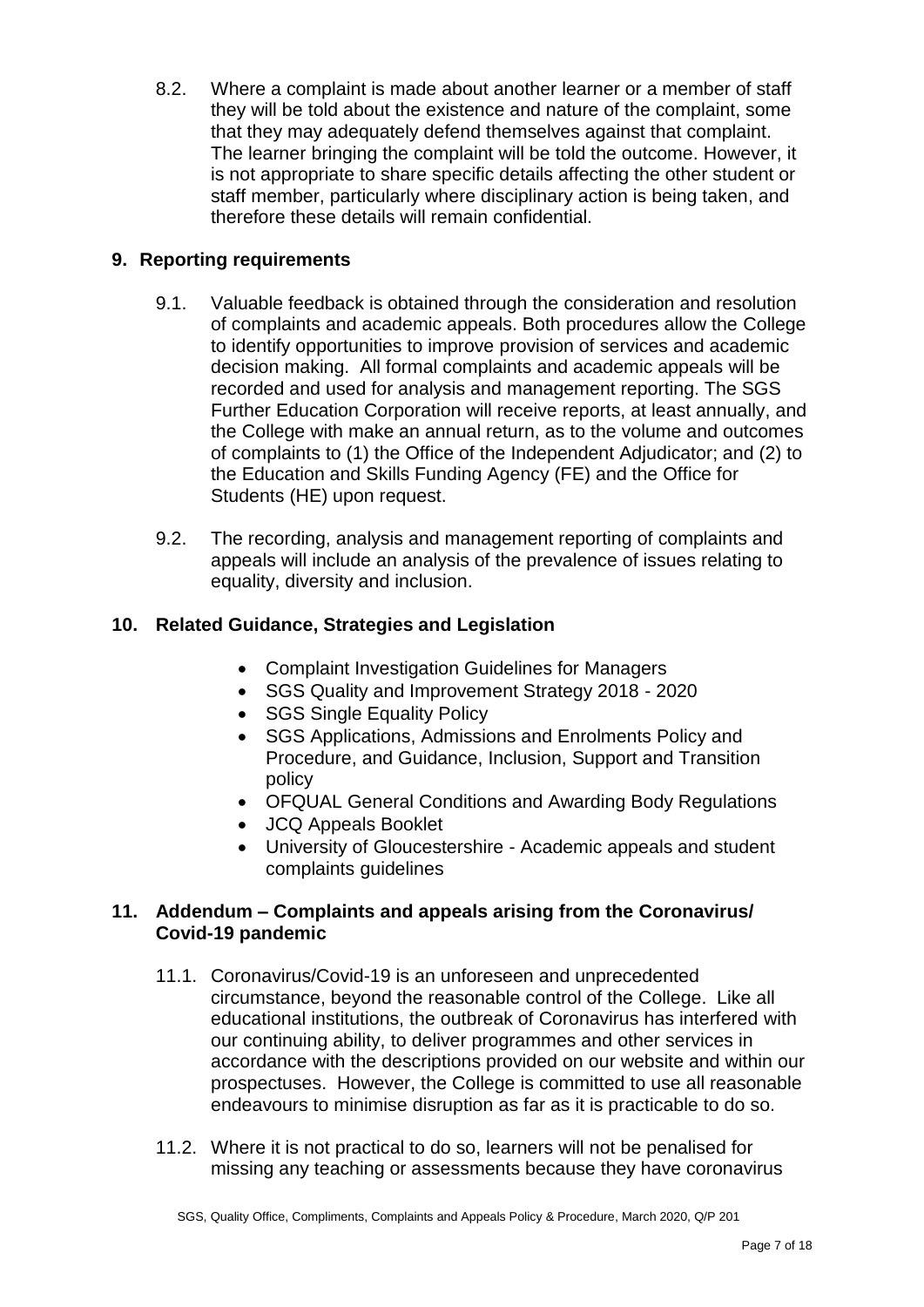8.2. Where a complaint is made about another learner or a member of staff they will be told about the existence and nature of the complaint, some that they may adequately defend themselves against that complaint. The learner bringing the complaint will be told the outcome. However, it is not appropriate to share specific details affecting the other student or staff member, particularly where disciplinary action is being taken, and therefore these details will remain confidential.

## 9. Reporting requirements

9.1. Valuable feedback is obtained through the consideration and resolution of complaints and academic appeals. Both procedures allow the College to identify opportunities to improve provision of services and academic decision making. All formal complaints and academic appeals will be recorded and used for analysis and management reporting. The SGS Further Education Corporation will receive reports, at least annually, and the College with make an annual return, as to the volume and outcomes of complaints to (1) the Office of the Independent Adjudicator; and (2) to the Education and Skills Funding Agency (FE) and the Office for Students (HE) upon request.

9.2. The recording, analysis and management reporting of complaints and appeals will include an analysis of the prevalence of issues relating to equality, diversity and inclusion.

## 10. Related Guidance, Strategies and Legislation

- Complaint Investigation Guidelines for Managers
- SGS Quality and Improvement Strategy 2018 - 2020
- SGS Single Equality Policy
- SGS Applications, Admissions and Enrolments Policy and Procedure, and Guidance, Inclusion, Support and Transition policy
- OFQUAL General Conditions and Awarding Body Regulations
- JCQ Appeals Booklet
- University of Gloucestershire - Academic appeals and student complaints guidelines

## 11. Addendum – Complaints and appeals arising from the Coronavirus/ Covid-19 pandemic

11.1. Coronavirus/Covid-19 is an unforeseen and unprecedented circumstance, beyond the reasonable control of the College. Like all educational institutions, the outbreak of Coronavirus has interfered with our continuing ability, to deliver programmes and other services in accordance with the descriptions provided on our website and within our prospectuses. However, the College is committed to use all reasonable endeavours to minimise disruption as far as it is practicable to do so.

11.2. Where it is not practical to do so, learners will not be penalised for missing any teaching or assessments because they have coronavirus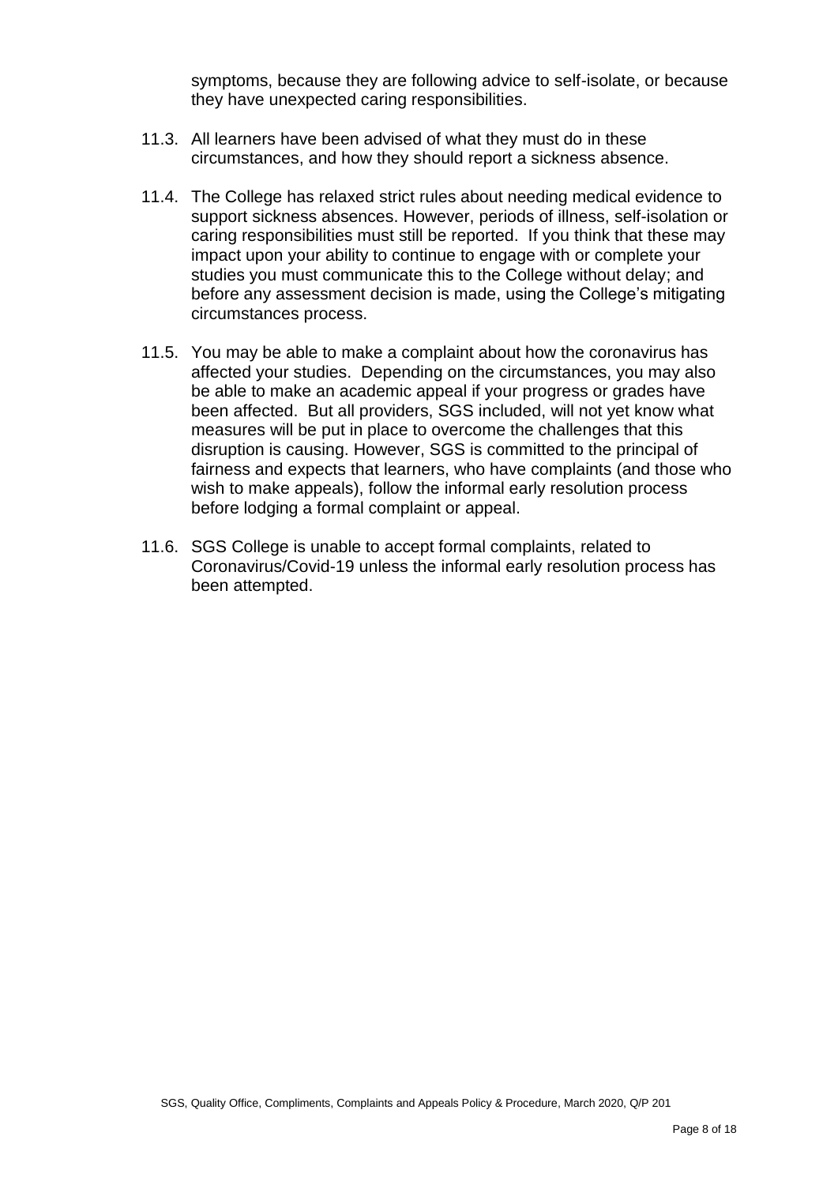symptoms, because they are following advice to self-isolate, or because they have unexpected caring responsibilities.

11.3. All learners have been advised of what they must do in these circumstances, and how they should report a sickness absence.

11.4. The College has relaxed strict rules about needing medical evidence to support sickness absences. However, periods of illness, self-isolation or caring responsibilities must still be reported. If you think that these may impact upon your ability to continue to engage with or complete your studies you must communicate this to the College without delay; and before any assessment decision is made, using the College's mitigating circumstances process.

11.5. You may be able to make a complaint about how the coronavirus has affected your studies. Depending on the circumstances, you may also be able to make an academic appeal if your progress or grades have been affected. But all providers, SGS included, will not yet know what measures will be put in place to overcome the challenges that this disruption is causing. However, SGS is committed to the principal of fairness and expects that learners, who have complaints (and those who wish to make appeals), follow the informal early resolution process before lodging a formal complaint or appeal.

11.6. SGS College is unable to accept formal complaints, related to Coronavirus/Covid-19 unless the informal early resolution process has been attempted.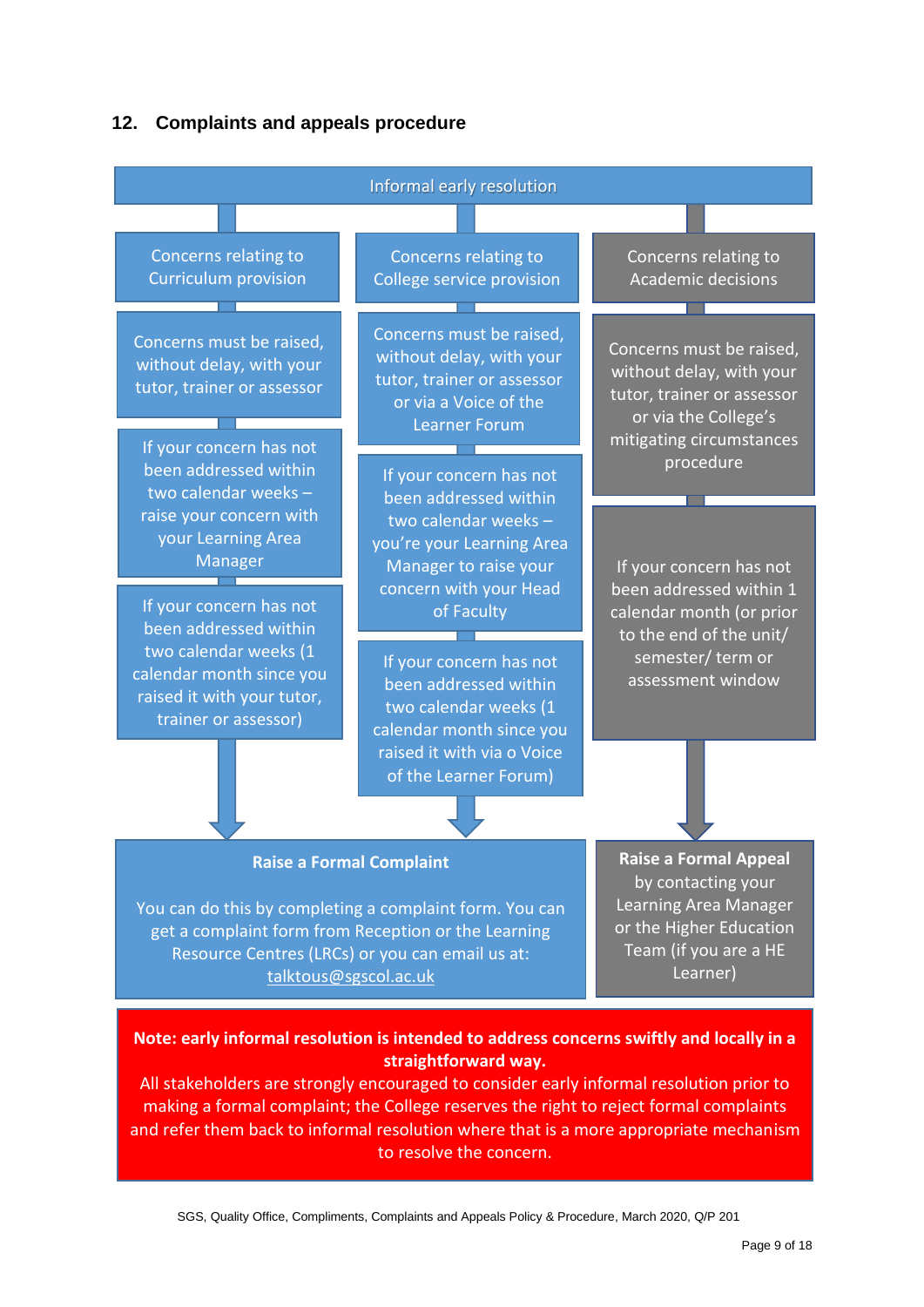## 12. Complaints and appeals procedure

**Informal early resolution**

**Concerns relating to Curriculum provision**

- Concerns must be raised, without delay, with your tutor, trainer or assessor
- If your concern has not been addressed within two calendar weeks – raise your concern with your Learning Area Manager
- If your concern has not been addressed within two calendar weeks (1 calendar month since you raised it with your tutor, trainer or assessor)

**Concerns relating to College service provision**

- Concerns must be raised, without delay, with your tutor, trainer or assessor or via a Voice of the Learner Forum
- If your concern has not been addressed within two calendar weeks – you're your Learning Area Manager to raise your concern with your Head of Faculty
- If your concern has not been addressed within two calendar weeks (1 calendar month since you raised it with via o Voice of the Learner Forum)

**Raise a Formal Complaint**

You can do this by completing a complaint form. You can get a complaint form from Reception or the Learning Resource Centres (LRCs) or you can email us at: talktous@sgscol.ac.uk

**Concerns relating to Academic decisions**

- Concerns must be raised, without delay, with your tutor, trainer or assessor or via the College's mitigating circumstances procedure
- If your concern has not been addressed within 1 calendar month (or prior to the end of the unit/ semester/ term or assessment window

**Raise a Formal Appeal** by contacting your Learning Area Manager or the Higher Education Team (if you are a HE Learner)

**Note: early informal resolution is intended to address concerns swiftly and locally in a straightforward way.**
All stakeholders are strongly encouraged to consider early informal resolution prior to making a formal complaint; the College reserves the right to reject formal complaints and refer them back to informal resolution where that is a more appropriate mechanism to resolve the concern.

SGS, Quality Office, Compliments, Complaints and Appeals Policy & Procedure, March 2020, Q/P 201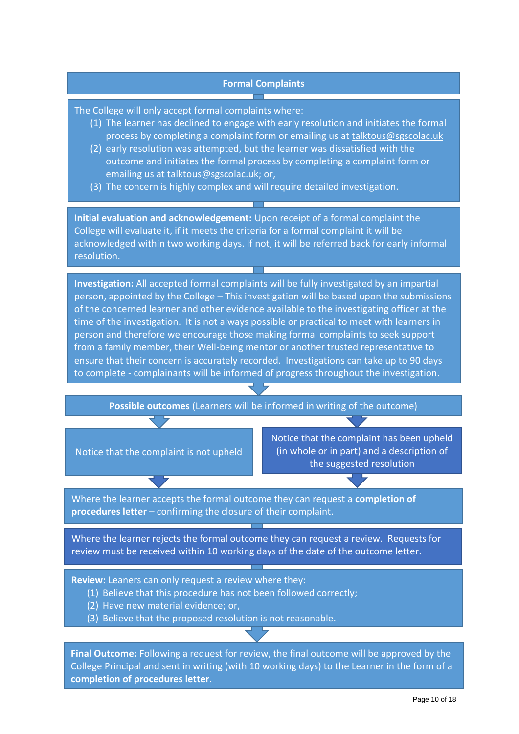## Formal Complaints

The College will only accept formal complaints where:

1. The learner has declined to engage with early resolution and initiates the formal process by completing a complaint form or emailing us at talktous@sgscolac.uk
2. early resolution was attempted, but the learner was dissatisfied with the outcome and initiates the formal process by completing a complaint form or emailing us at talktous@sgscolac.uk; or,
3. The concern is highly complex and will require detailed investigation.

**Initial evaluation and acknowledgement:** Upon receipt of a formal complaint the College will evaluate it, if it meets the criteria for a formal complaint it will be acknowledged within two working days. If not, it will be referred back for early informal resolution.

**Investigation:** All accepted formal complaints will be fully investigated by an impartial person, appointed by the College – This investigation will be based upon the submissions of the concerned learner and other evidence available to the investigating officer at the time of the investigation. It is not always possible or practical to meet with learners in person and therefore we encourage those making formal complaints to seek support from a family member, their Well-being mentor or another trusted representative to ensure that their concern is accurately recorded. Investigations can take up to 90 days to complete - complainants will be informed of progress throughout the investigation.

**Possible outcomes** (Learners will be informed in writing of the outcome)

- Notice that the complaint is not upheld
- Notice that the complaint has been upheld (in whole or in part) and a description of the suggested resolution

Where the learner accepts the formal outcome they can request a **completion of procedures letter** – confirming the closure of their complaint.

Where the learner rejects the formal outcome they can request a review. Requests for review must be received within 10 working days of the date of the outcome letter.

**Review:** Leaners can only request a review where they:

1. Believe that this procedure has not been followed correctly;
2. Have new material evidence; or,
3. Believe that the proposed resolution is not reasonable.

**Final Outcome:** Following a request for review, the final outcome will be approved by the College Principal and sent in writing (with 10 working days) to the Learner in the form of a **completion of procedures letter**.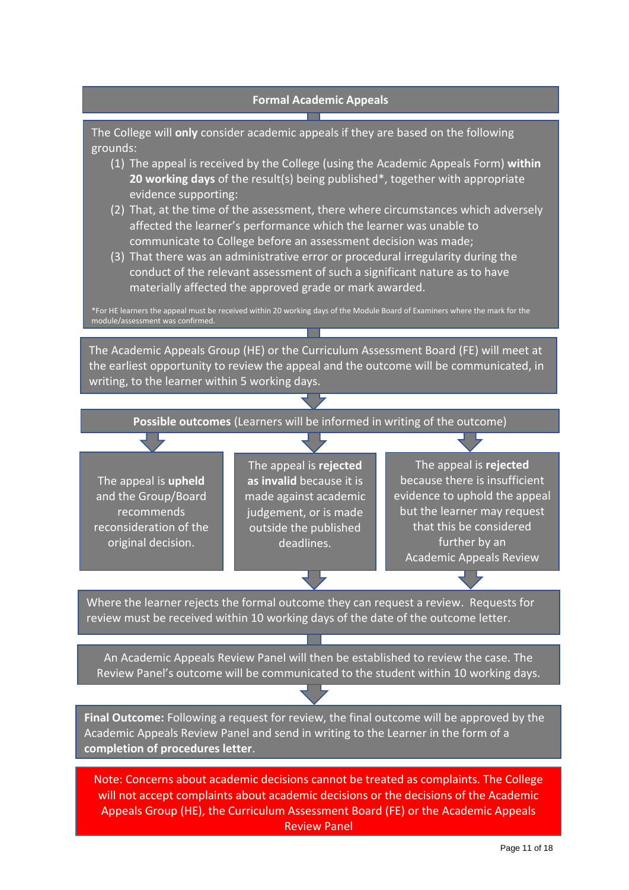## Formal Academic Appeals

The College will **only** consider academic appeals if they are based on the following grounds:

1. The appeal is received by the College (using the Academic Appeals Form) **within 20 working days** of the result(s) being published*, together with appropriate evidence supporting:
2. That, at the time of the assessment, there where circumstances which adversely affected the learner's performance which the learner was unable to communicate to College before an assessment decision was made;
3. That there was an administrative error or procedural irregularity during the conduct of the relevant assessment of such a significant nature as to have materially affected the approved grade or mark awarded.

*For HE learners the appeal must be received within 20 working days of the Module Board of Examiners where the mark for the module/assessment was confirmed.

The Academic Appeals Group (HE) or the Curriculum Assessment Board (FE) will meet at the earliest opportunity to review the appeal and the outcome will be communicated, in writing, to the learner within 5 working days.

**Possible outcomes** (Learners will be informed in writing of the outcome)

- The appeal is **upheld** and the Group/Board recommends reconsideration of the original decision.
- The appeal is **rejected as invalid** because it is made against academic judgement, or is made outside the published deadlines.
- The appeal is **rejected** because there is insufficient evidence to uphold the appeal but the learner may request that this be considered further by an Academic Appeals Review

Where the learner rejects the formal outcome they can request a review. Requests for review must be received within 10 working days of the date of the outcome letter.

An Academic Appeals Review Panel will then be established to review the case. The Review Panel's outcome will be communicated to the student within 10 working days.

**Final Outcome:** Following a request for review, the final outcome will be approved by the Academic Appeals Review Panel and send in writing to the Learner in the form of a **completion of procedures letter**.

Note: Concerns about academic decisions cannot be treated as complaints. The College will not accept complaints about academic decisions or the decisions of the Academic Appeals Group (HE), the Curriculum Assessment Board (FE) or the Academic Appeals Review Panel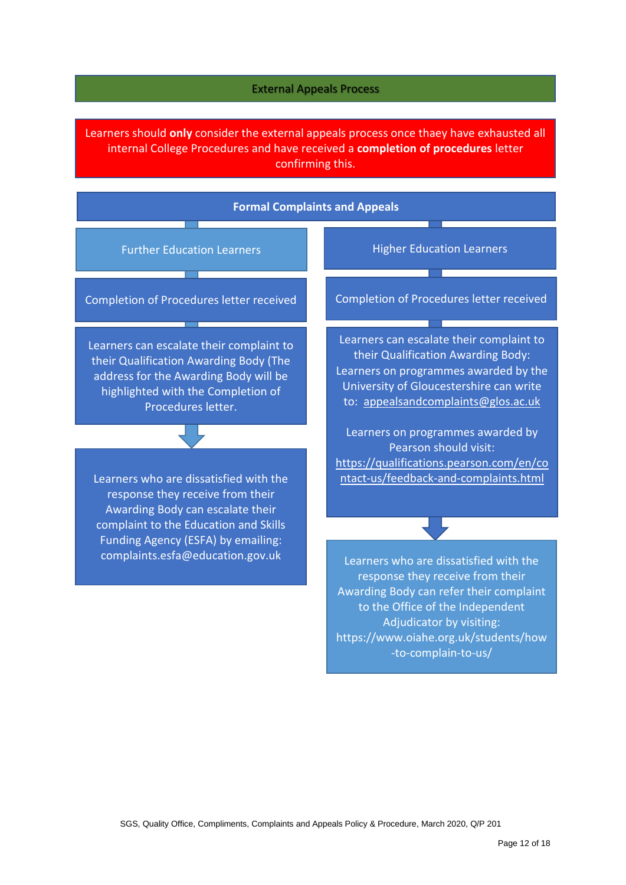## External Appeals Process

Learners should **only** consider the external appeals process once thaey have exhausted all internal College Procedures and have received a **completion of procedures** letter confirming this.

### Formal Complaints and Appeals

#### Further Education Learners

Completion of Procedures letter received

Learners can escalate their complaint to their Qualification Awarding Body (The address for the Awarding Body will be highlighted with the Completion of Procedures letter.

Learners who are dissatisfied with the response they receive from their Awarding Body can escalate their complaint to the Education and Skills Funding Agency (ESFA) by emailing: complaints.esfa@education.gov.uk

#### Higher Education Learners

Completion of Procedures letter received

Learners can escalate their complaint to their Qualification Awarding Body: Learners on programmes awarded by the University of Gloucestershire can write to: appealsandcomplaints@glos.ac.uk

Learners on programmes awarded by Pearson should visit: https://qualifications.pearson.com/en/contact-us/feedback-and-complaints.html

Learners who are dissatisfied with the response they receive from their Awarding Body can refer their complaint to the Office of the Independent Adjudicator by visiting: https://www.oiahe.org.uk/students/how-to-complain-to-us/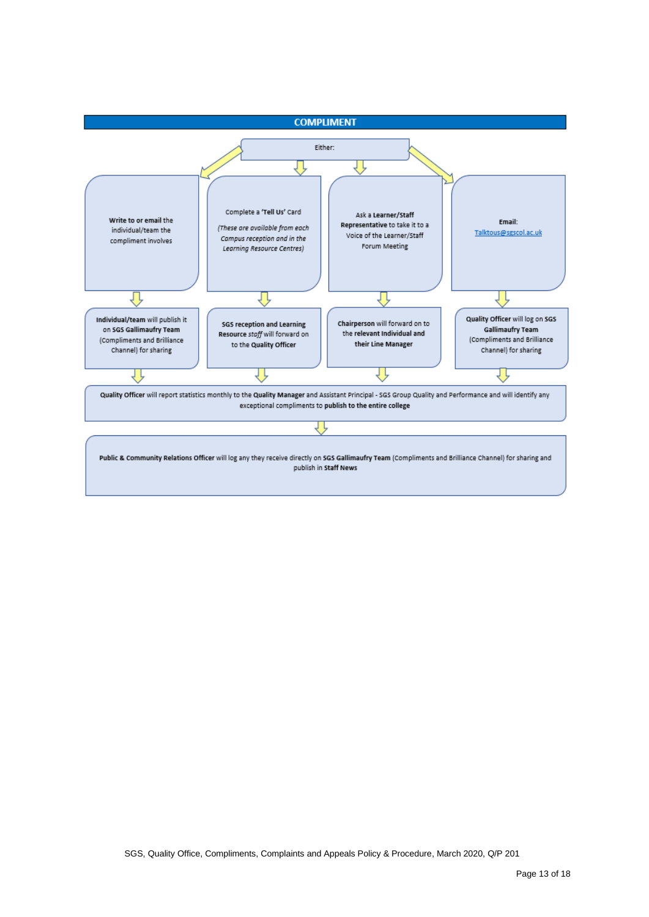## COMPLIMENT

Either:

1. **Write to or email** the individual/team the compliment involves
   - **Individual/team** will publish it on **SGS Gallimaufry Team** (Compliments and Brilliance Channel) for sharing

2. Complete a **'Tell Us'** Card *(These are available from each Campus reception and in the Learning Resource Centres)*
   - **SGS reception and Learning Resource** *staff* will forward on to the **Quality Officer**

3. Ask a **Learner/Staff Representative** to take it to a Voice of the Learner/Staff Forum Meeting
   - **Chairperson** will forward on to the **relevant Individual and their Line Manager**

4. **Email:** Talktous@sgscol.ac.uk
   - **Quality Officer** will log on **SGS Gallimaufry Team** (Compliments and Brilliance Channel) for sharing

**Quality Officer** will report statistics monthly to the **Quality Manager** and Assistant Principal - SGS Group Quality and Performance and will identify any exceptional compliments to **publish to the entire college**

**Public & Community Relations Officer** will log any they receive directly on **SGS Gallimaufry Team** (Compliments and Brilliance Channel) for sharing and publish in **Staff News**

SGS, Quality Office, Compliments, Complaints and Appeals Policy & Procedure, March 2020, Q/P 201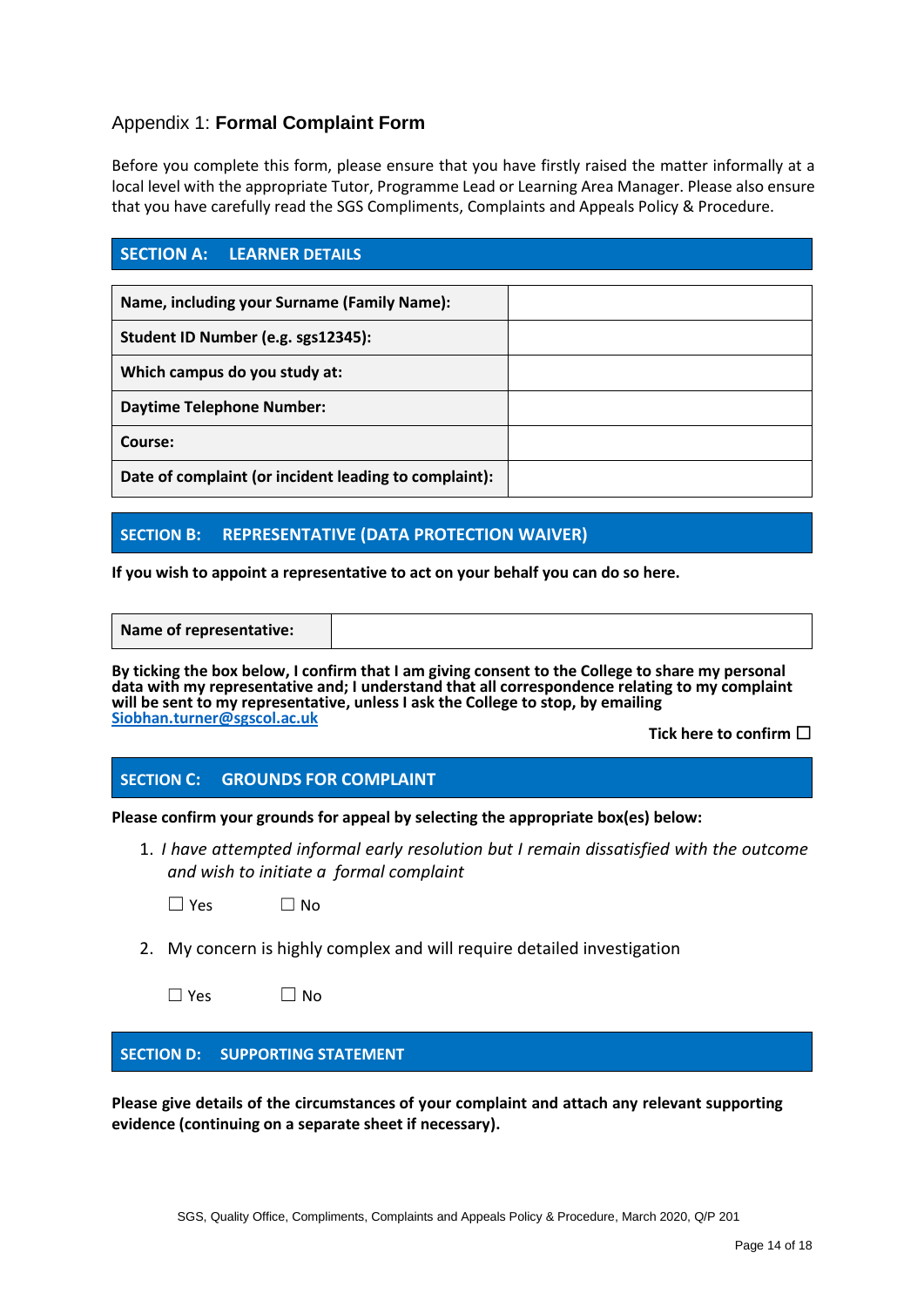# Appendix 1: **Formal Complaint Form**

Before you complete this form, please ensure that you have firstly raised the matter informally at a local level with the appropriate Tutor, Programme Lead or Learning Area Manager. Please also ensure that you have carefully read the SGS Compliments, Complaints and Appeals Policy & Procedure.

## SECTION A: LEARNER DETAILS

| | |
|---|---|
| **Name, including your Surname (Family Name):** | |
| **Student ID Number (e.g. sgs12345):** | |
| **Which campus do you study at:** | |
| **Daytime Telephone Number:** | |
| **Course:** | |
| **Date of complaint (or incident leading to complaint):** | |

## SECTION B: REPRESENTATIVE (DATA PROTECTION WAIVER)

**If you wish to appoint a representative to act on your behalf you can do so here.**

| | |
|---|---|
| **Name of representative:** | |

**By ticking the box below, I confirm that I am giving consent to the College to share my personal data with my representative and; I understand that all correspondence relating to my complaint will be sent to my representative, unless I ask the College to stop, by emailing [Siobhan.turner@sgscol.ac.uk](mailto:Siobhan.turner@sgscol.ac.uk)**

**Tick here to confirm** ☐

## SECTION C: GROUNDS FOR COMPLAINT

**Please confirm your grounds for appeal by selecting the appropriate box(es) below:**

1. *I have attempted informal early resolution but I remain dissatisfied with the outcome and wish to initiate a formal complaint*

   ☐ Yes ☐ No

2. My concern is highly complex and will require detailed investigation

   ☐ Yes ☐ No

## SECTION D: SUPPORTING STATEMENT

**Please give details of the circumstances of your complaint and attach any relevant supporting evidence (continuing on a separate sheet if necessary).**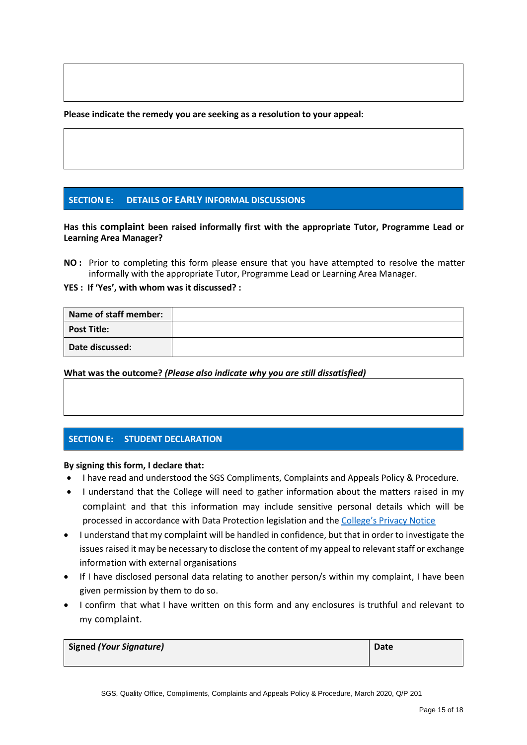Please indicate the remedy you are seeking as a resolution to your appeal:

## SECTION E: DETAILS OF EARLY INFORMAL DISCUSSIONS

**Has this complaint been raised informally first with the appropriate Tutor, Programme Lead or Learning Area Manager?**

**NO :** Prior to completing this form please ensure that you have attempted to resolve the matter informally with the appropriate Tutor, Programme Lead or Learning Area Manager.

**YES : If 'Yes', with whom was it discussed? :**

| Name of staff member: | |
|---|---|
| **Post Title:** | |
| **Date discussed:** | |

**What was the outcome?** ***(Please also indicate why you are still dissatisfied)***

## SECTION E: STUDENT DECLARATION

**By signing this form, I declare that:**

- I have read and understood the SGS Compliments, Complaints and Appeals Policy & Procedure.
- I understand that the College will need to gather information about the matters raised in my complaint and that this information may include sensitive personal details which will be processed in accordance with Data Protection legislation and the College's Privacy Notice
- I understand that my complaint will be handled in confidence, but that in order to investigate the issues raised it may be necessary to disclose the content of my appeal to relevant staff or exchange information with external organisations
- If I have disclosed personal data relating to another person/s within my complaint, I have been given permission by them to do so.
- I confirm that what I have written on this form and any enclosures is truthful and relevant to my complaint.

| Signed *(Your Signature)* | Date |
|---|---|
| | |

SGS, Quality Office, Compliments, Complaints and Appeals Policy & Procedure, March 2020, Q/P 201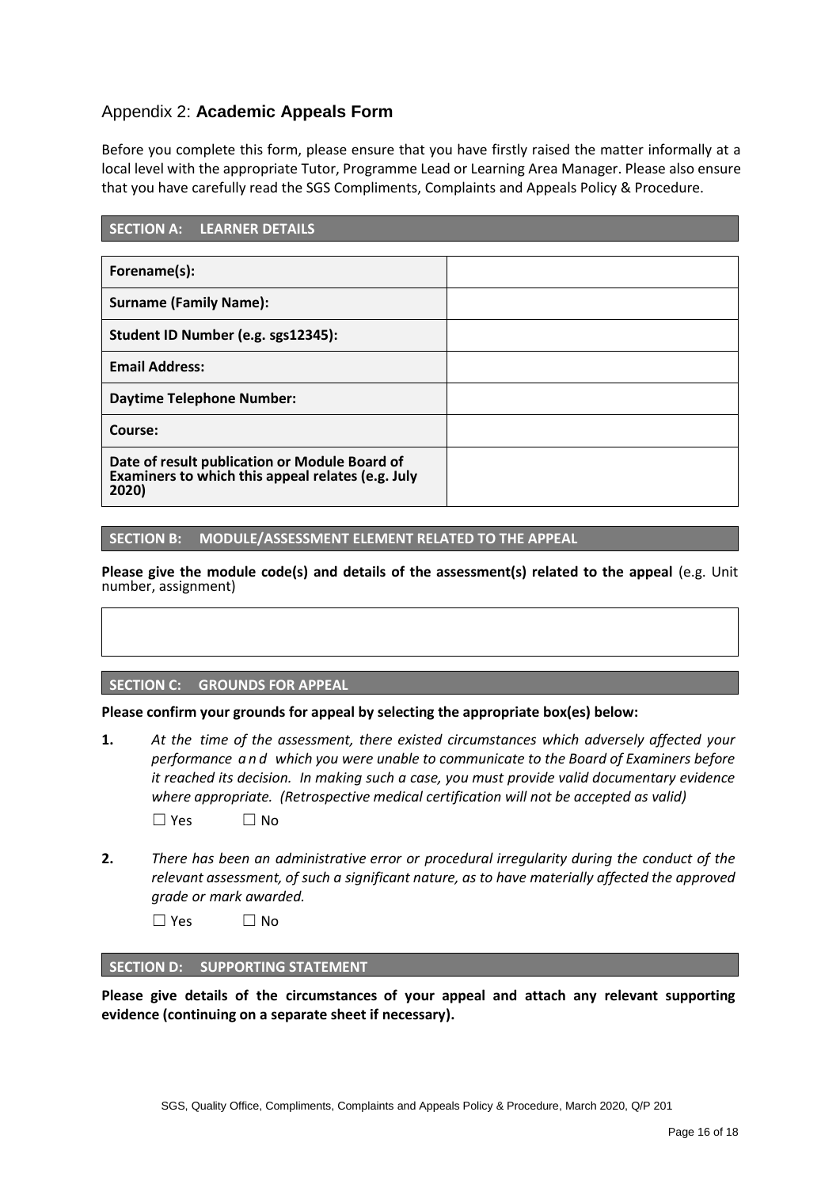## Appendix 2: **Academic Appeals Form**

Before you complete this form, please ensure that you have firstly raised the matter informally at a local level with the appropriate Tutor, Programme Lead or Learning Area Manager. Please also ensure that you have carefully read the SGS Compliments, Complaints and Appeals Policy & Procedure.

### SECTION A: LEARNER DETAILS

| | |
|---|---|
| **Forename(s):** | |
| **Surname (Family Name):** | |
| **Student ID Number (e.g. sgs12345):** | |
| **Email Address:** | |
| **Daytime Telephone Number:** | |
| **Course:** | |
| **Date of result publication or Module Board of Examiners to which this appeal relates (e.g. July 2020)** | |

### SECTION B: MODULE/ASSESSMENT ELEMENT RELATED TO THE APPEAL

**Please give the module code(s) and details of the assessment(s) related to the appeal** (e.g. Unit number, assignment)

| |
|---|
| |

### SECTION C: GROUNDS FOR APPEAL

**Please confirm your grounds for appeal by selecting the appropriate box(es) below:**

**1.** *At the time of the assessment, there existed circumstances which adversely affected your performance and which you were unable to communicate to the Board of Examiners before it reached its decision. In making such a case, you must provide valid documentary evidence where appropriate. (Retrospective medical certification will not be accepted as valid)*

☐ Yes ☐ No

**2.** *There has been an administrative error or procedural irregularity during the conduct of the relevant assessment, of such a significant nature, as to have materially affected the approved grade or mark awarded.*

☐ Yes ☐ No

### SECTION D: SUPPORTING STATEMENT

**Please give details of the circumstances of your appeal and attach any relevant supporting evidence (continuing on a separate sheet if necessary).**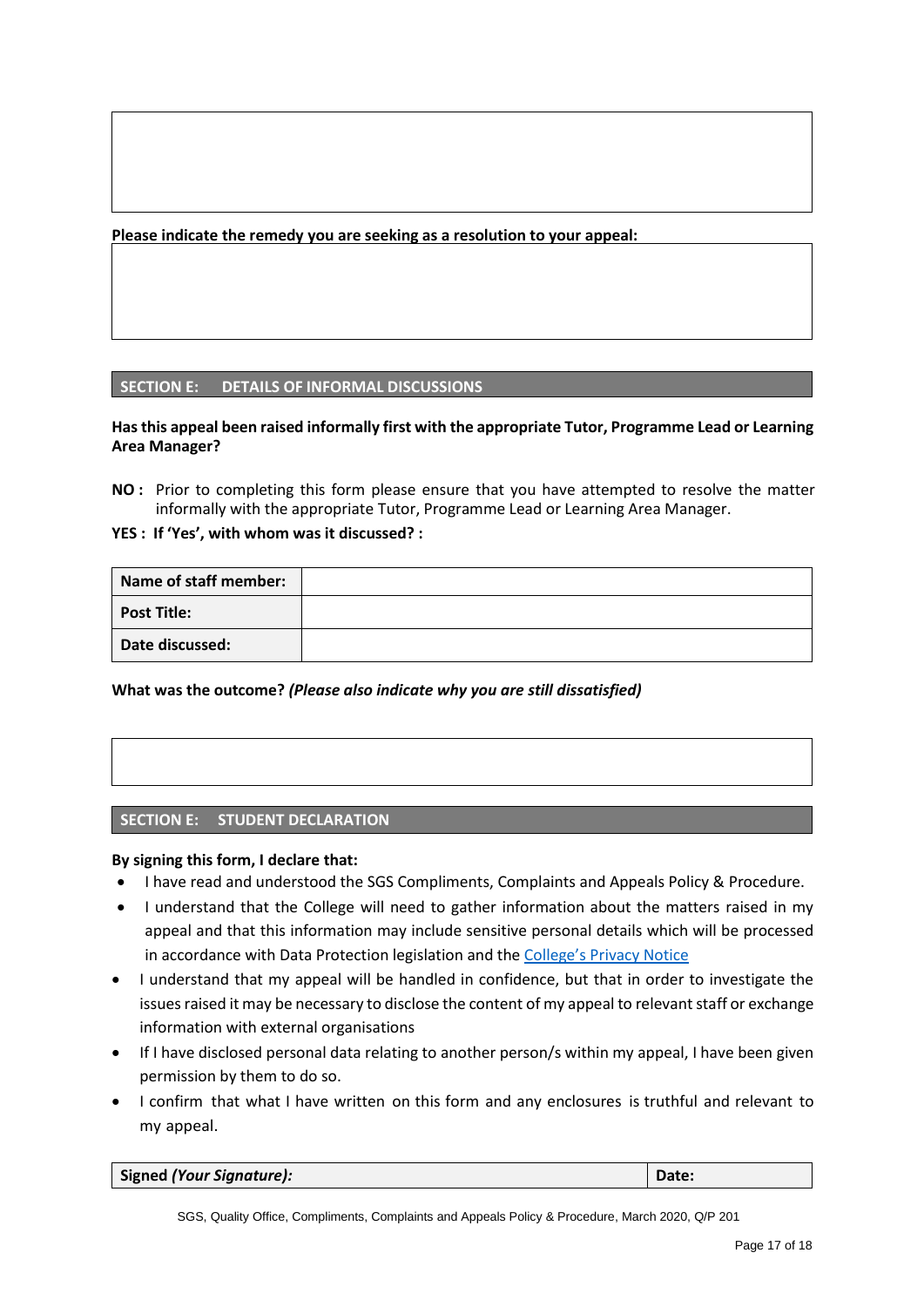**Please indicate the remedy you are seeking as a resolution to your appeal:**

## SECTION E: DETAILS OF INFORMAL DISCUSSIONS

**Has this appeal been raised informally first with the appropriate Tutor, Programme Lead or Learning Area Manager?**

**NO :** Prior to completing this form please ensure that you have attempted to resolve the matter informally with the appropriate Tutor, Programme Lead or Learning Area Manager.

**YES : If 'Yes', with whom was it discussed? :**

| Name of staff member: | |
|---|---|
| **Post Title:** | |
| **Date discussed:** | |

**What was the outcome?** ***(Please also indicate why you are still dissatisfied)***

## SECTION E: STUDENT DECLARATION

**By signing this form, I declare that:**

- I have read and understood the SGS Compliments, Complaints and Appeals Policy & Procedure.
- I understand that the College will need to gather information about the matters raised in my appeal and that this information may include sensitive personal details which will be processed in accordance with Data Protection legislation and the College's Privacy Notice
- I understand that my appeal will be handled in confidence, but that in order to investigate the issues raised it may be necessary to disclose the content of my appeal to relevant staff or exchange information with external organisations
- If I have disclosed personal data relating to another person/s within my appeal, I have been given permission by them to do so.
- I confirm that what I have written on this form and any enclosures is truthful and relevant to my appeal.

| Signed *(Your Signature)*: | Date: |
|---|---|

SGS, Quality Office, Compliments, Complaints and Appeals Policy & Procedure, March 2020, Q/P 201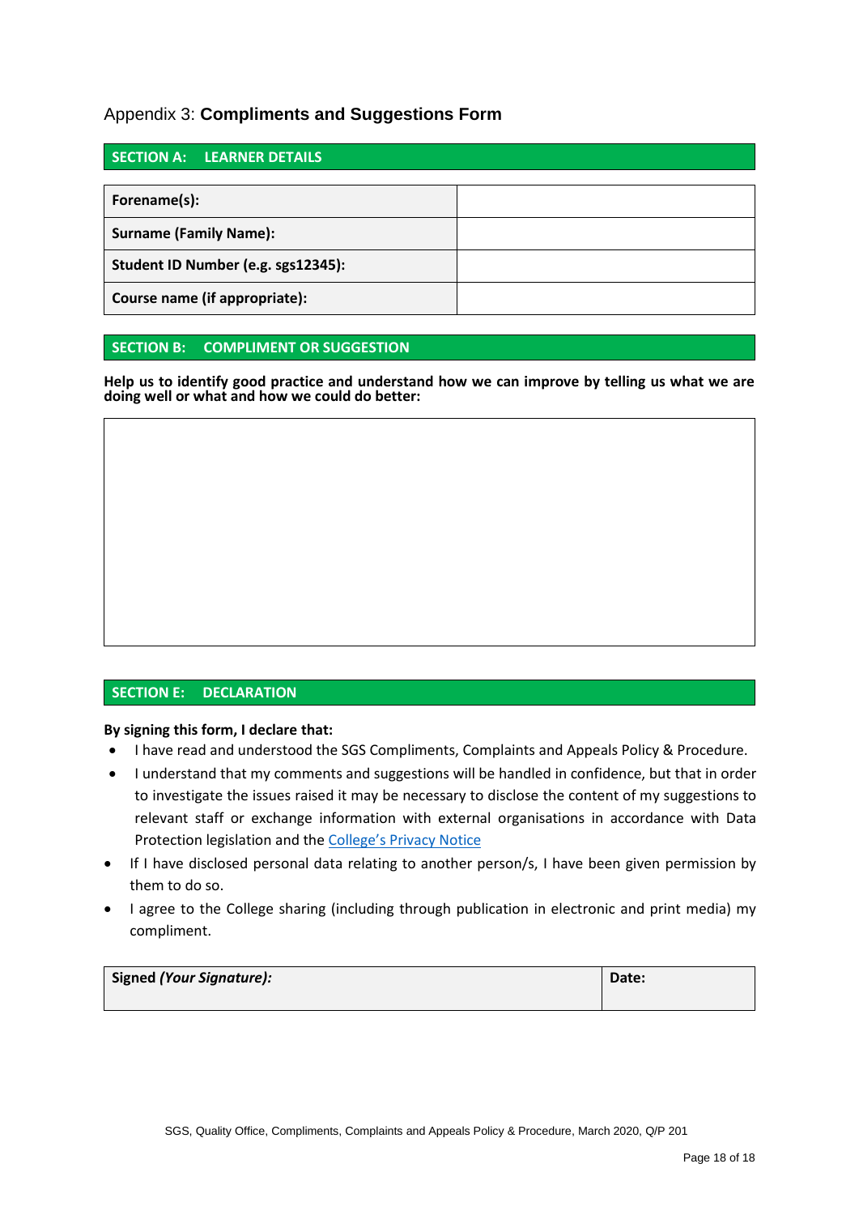## Appendix 3: **Compliments and Suggestions Form**

**SECTION A: LEARNER DETAILS**

| | |
|---|---|
| **Forename(s):** | |
| **Surname (Family Name):** | |
| **Student ID Number (e.g. sgs12345):** | |
| **Course name (if appropriate):** | |

**SECTION B: COMPLIMENT OR SUGGESTION**

**Help us to identify good practice and understand how we can improve by telling us what we are doing well or what and how we could do better:**

| |
|---|
| |

**SECTION E: DECLARATION**

**By signing this form, I declare that:**

- I have read and understood the SGS Compliments, Complaints and Appeals Policy & Procedure.
- I understand that my comments and suggestions will be handled in confidence, but that in order to investigate the issues raised it may be necessary to disclose the content of my suggestions to relevant staff or exchange information with external organisations in accordance with Data Protection legislation and the College's Privacy Notice
- If I have disclosed personal data relating to another person/s, I have been given permission by them to do so.
- I agree to the College sharing (including through publication in electronic and print media) my compliment.

| | |
|---|---|
| **Signed *(Your Signature):*** | **Date:** |

SGS, Quality Office, Compliments, Complaints and Appeals Policy & Procedure, March 2020, Q/P 201